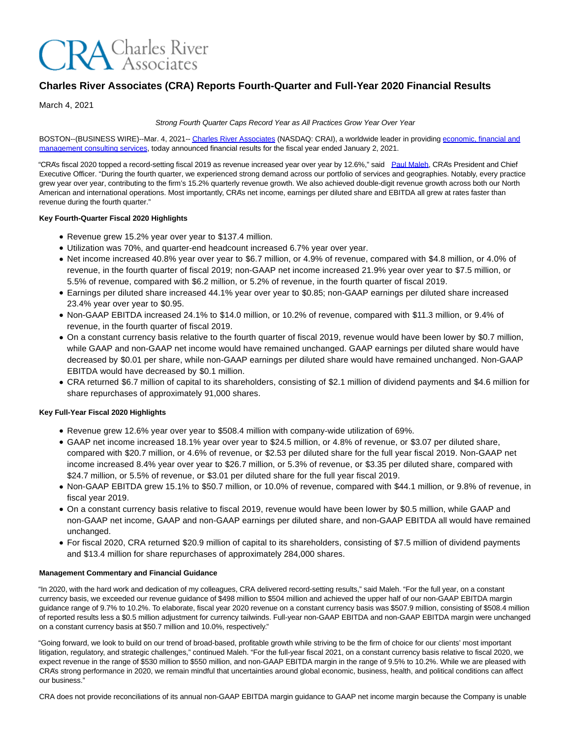CRA Charles River Associates

# Charles River Associates (CRA) Reports Fourth-Quarter and Full-Year 2020 Financial Results

March 4, 2021

*Strong Fourth Quarter Caps Record Year as All Practices Grow Year Over Year*

BOSTON--(BUSINESS WIRE)--Mar. 4, 2021-- Charles River Associates (NASDAQ: CRAI), a worldwide leader in providing economic, financial and management consulting services, today announced financial results for the fiscal year ended January 2, 2021.

"CRA's fiscal 2020 topped a record-setting fiscal 2019 as revenue increased year over year by 12.6%," said Paul Maleh, CRA's President and Chief Executive Officer. "During the fourth quarter, we experienced strong demand across our portfolio of services and geographies. Notably, every practice grew year over year, contributing to the firm's 15.2% quarterly revenue growth. We also achieved double-digit revenue growth across both our North American and international operations. Most importantly, CRA's net income, earnings per diluted share and EBITDA all grew at rates faster than revenue during the fourth quarter."

**Key Fourth-Quarter Fiscal 2020 Highlights**

- Revenue grew 15.2% year over year to $137.4 million.
- Utilization was 70%, and quarter-end headcount increased 6.7% year over year.
- Net income increased 40.8% year over year to $6.7 million, or 4.9% of revenue, compared with $4.8 million, or 4.0% of revenue, in the fourth quarter of fiscal 2019; non-GAAP net income increased 21.9% year over year to $7.5 million, or 5.5% of revenue, compared with $6.2 million, or 5.2% of revenue, in the fourth quarter of fiscal 2019.
- Earnings per diluted share increased 44.1% year over year to $0.85; non-GAAP earnings per diluted share increased 23.4% year over year to $0.95.
- Non-GAAP EBITDA increased 24.1% to $14.0 million, or 10.2% of revenue, compared with $11.3 million, or 9.4% of revenue, in the fourth quarter of fiscal 2019.
- On a constant currency basis relative to the fourth quarter of fiscal 2019, revenue would have been lower by $0.7 million, while GAAP and non-GAAP net income would have remained unchanged. GAAP earnings per diluted share would have decreased by $0.01 per share, while non-GAAP earnings per diluted share would have remained unchanged. Non-GAAP EBITDA would have decreased by $0.1 million.
- CRA returned $6.7 million of capital to its shareholders, consisting of $2.1 million of dividend payments and $4.6 million for share repurchases of approximately 91,000 shares.

**Key Full-Year Fiscal 2020 Highlights**

- Revenue grew 12.6% year over year to $508.4 million with company-wide utilization of 69%.
- GAAP net income increased 18.1% year over year to $24.5 million, or 4.8% of revenue, or $3.07 per diluted share, compared with $20.7 million, or 4.6% of revenue, or $2.53 per diluted share for the full year fiscal 2019. Non-GAAP net income increased 8.4% year over year to $26.7 million, or 5.3% of revenue, or $3.35 per diluted share, compared with $24.7 million, or 5.5% of revenue, or $3.01 per diluted share for the full year fiscal 2019.
- Non-GAAP EBITDA grew 15.1% to $50.7 million, or 10.0% of revenue, compared with $44.1 million, or 9.8% of revenue, in fiscal year 2019.
- On a constant currency basis relative to fiscal 2019, revenue would have been lower by $0.5 million, while GAAP and non-GAAP net income, GAAP and non-GAAP earnings per diluted share, and non-GAAP EBITDA all would have remained unchanged.
- For fiscal 2020, CRA returned $20.9 million of capital to its shareholders, consisting of $7.5 million of dividend payments and $13.4 million for share repurchases of approximately 284,000 shares.

**Management Commentary and Financial Guidance**

"In 2020, with the hard work and dedication of my colleagues, CRA delivered record-setting results," said Maleh. "For the full year, on a constant currency basis, we exceeded our revenue guidance of $498 million to $504 million and achieved the upper half of our non-GAAP EBITDA margin guidance range of 9.7% to 10.2%. To elaborate, fiscal year 2020 revenue on a constant currency basis was $507.9 million, consisting of $508.4 million of reported results less a $0.5 million adjustment for currency tailwinds. Full-year non-GAAP EBITDA and non-GAAP EBITDA margin were unchanged on a constant currency basis at $50.7 million and 10.0%, respectively."

"Going forward, we look to build on our trend of broad-based, profitable growth while striving to be the firm of choice for our clients' most important litigation, regulatory, and strategic challenges," continued Maleh. "For the full-year fiscal 2021, on a constant currency basis relative to fiscal 2020, we expect revenue in the range of $530 million to $550 million, and non-GAAP EBITDA margin in the range of 9.5% to 10.2%. While we are pleased with CRA's strong performance in 2020, we remain mindful that uncertainties around global economic, business, health, and political conditions can affect our business."

CRA does not provide reconciliations of its annual non-GAAP EBITDA margin guidance to GAAP net income margin because the Company is unable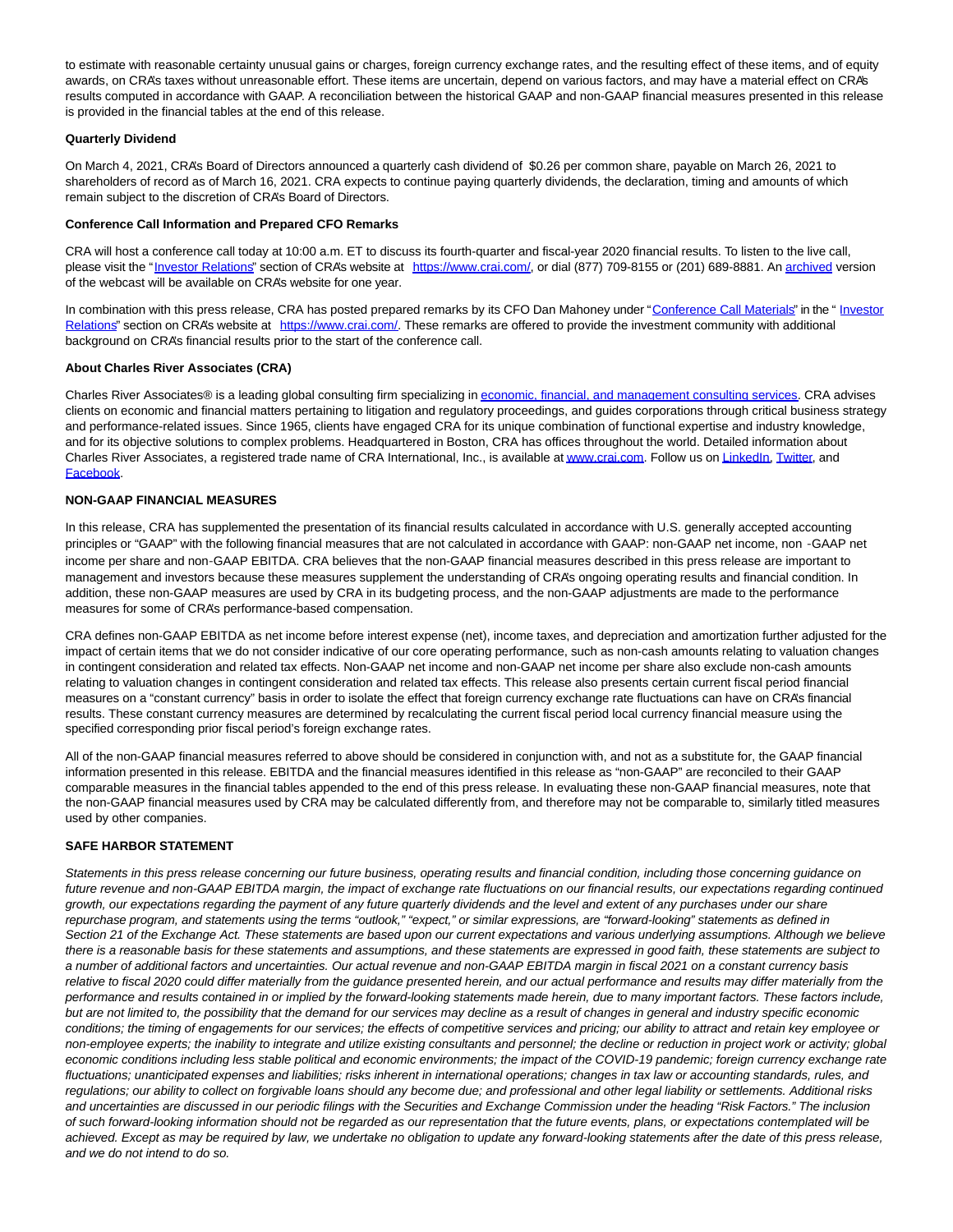to estimate with reasonable certainty unusual gains or charges, foreign currency exchange rates, and the resulting effect of these items, and of equity awards, on CRA's taxes without unreasonable effort. These items are uncertain, depend on various factors, and may have a material effect on CRA's results computed in accordance with GAAP. A reconciliation between the historical GAAP and non-GAAP financial measures presented in this release is provided in the financial tables at the end of this release.

**Quarterly Dividend**

On March 4, 2021, CRA's Board of Directors announced a quarterly cash dividend of $0.26 per common share, payable on March 26, 2021 to shareholders of record as of March 16, 2021. CRA expects to continue paying quarterly dividends, the declaration, timing and amounts of which remain subject to the discretion of CRA's Board of Directors.

**Conference Call Information and Prepared CFO Remarks**

CRA will host a conference call today at 10:00 a.m. ET to discuss its fourth-quarter and fiscal-year 2020 financial results. To listen to the live call, please visit the "Investor Relations" section of CRA's website at https://www.crai.com/, or dial (877) 709-8155 or (201) 689-8881. An archived version of the webcast will be available on CRA's website for one year.

In combination with this press release, CRA has posted prepared remarks by its CFO Dan Mahoney under "Conference Call Materials" in the " Investor Relations" section on CRA's website at https://www.crai.com/. These remarks are offered to provide the investment community with additional background on CRA's financial results prior to the start of the conference call.

**About Charles River Associates (CRA)**

Charles River Associates® is a leading global consulting firm specializing in economic, financial, and management consulting services. CRA advises clients on economic and financial matters pertaining to litigation and regulatory proceedings, and guides corporations through critical business strategy and performance-related issues. Since 1965, clients have engaged CRA for its unique combination of functional expertise and industry knowledge, and for its objective solutions to complex problems. Headquartered in Boston, CRA has offices throughout the world. Detailed information about Charles River Associates, a registered trade name of CRA International, Inc., is available at www.crai.com. Follow us on LinkedIn, Twitter, and Facebook.

**NON-GAAP FINANCIAL MEASURES**

In this release, CRA has supplemented the presentation of its financial results calculated in accordance with U.S. generally accepted accounting principles or "GAAP" with the following financial measures that are not calculated in accordance with GAAP: non-GAAP net income, non -GAAP net income per share and non-GAAP EBITDA. CRA believes that the non-GAAP financial measures described in this press release are important to management and investors because these measures supplement the understanding of CRA's ongoing operating results and financial condition. In addition, these non-GAAP measures are used by CRA in its budgeting process, and the non-GAAP adjustments are made to the performance measures for some of CRA's performance-based compensation.

CRA defines non-GAAP EBITDA as net income before interest expense (net), income taxes, and depreciation and amortization further adjusted for the impact of certain items that we do not consider indicative of our core operating performance, such as non-cash amounts relating to valuation changes in contingent consideration and related tax effects. Non-GAAP net income and non-GAAP net income per share also exclude non-cash amounts relating to valuation changes in contingent consideration and related tax effects. This release also presents certain current fiscal period financial measures on a "constant currency" basis in order to isolate the effect that foreign currency exchange rate fluctuations can have on CRA's financial results. These constant currency measures are determined by recalculating the current fiscal period local currency financial measure using the specified corresponding prior fiscal period's foreign exchange rates.

All of the non-GAAP financial measures referred to above should be considered in conjunction with, and not as a substitute for, the GAAP financial information presented in this release. EBITDA and the financial measures identified in this release as "non-GAAP" are reconciled to their GAAP comparable measures in the financial tables appended to the end of this press release. In evaluating these non-GAAP financial measures, note that the non-GAAP financial measures used by CRA may be calculated differently from, and therefore may not be comparable to, similarly titled measures used by other companies.

**SAFE HARBOR STATEMENT**

*Statements in this press release concerning our future business, operating results and financial condition, including those concerning guidance on future revenue and non-GAAP EBITDA margin, the impact of exchange rate fluctuations on our financial results, our expectations regarding continued growth, our expectations regarding the payment of any future quarterly dividends and the level and extent of any purchases under our share repurchase program, and statements using the terms "outlook," "expect," or similar expressions, are "forward-looking" statements as defined in Section 21 of the Exchange Act. These statements are based upon our current expectations and various underlying assumptions. Although we believe there is a reasonable basis for these statements and assumptions, and these statements are expressed in good faith, these statements are subject to a number of additional factors and uncertainties. Our actual revenue and non-GAAP EBITDA margin in fiscal 2021 on a constant currency basis relative to fiscal 2020 could differ materially from the guidance presented herein, and our actual performance and results may differ materially from the performance and results contained in or implied by the forward-looking statements made herein, due to many important factors. These factors include, but are not limited to, the possibility that the demand for our services may decline as a result of changes in general and industry specific economic conditions; the timing of engagements for our services; the effects of competitive services and pricing; our ability to attract and retain key employee or non-employee experts; the inability to integrate and utilize existing consultants and personnel; the decline or reduction in project work or activity; global economic conditions including less stable political and economic environments; the impact of the COVID-19 pandemic; foreign currency exchange rate fluctuations; unanticipated expenses and liabilities; risks inherent in international operations; changes in tax law or accounting standards, rules, and regulations; our ability to collect on forgivable loans should any become due; and professional and other legal liability or settlements. Additional risks and uncertainties are discussed in our periodic filings with the Securities and Exchange Commission under the heading "Risk Factors." The inclusion of such forward-looking information should not be regarded as our representation that the future events, plans, or expectations contemplated will be achieved. Except as may be required by law, we undertake no obligation to update any forward-looking statements after the date of this press release, and we do not intend to do so.*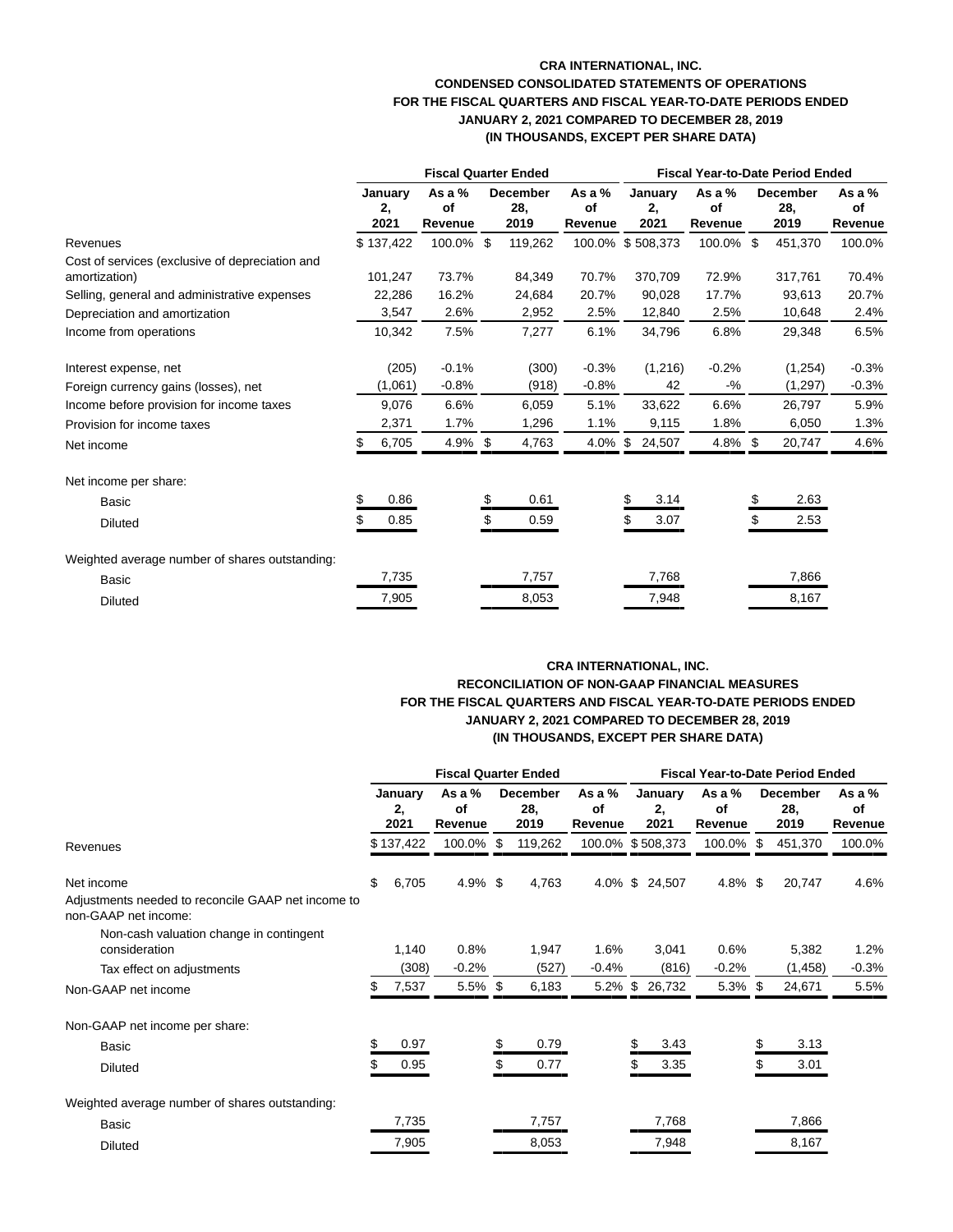**CRA INTERNATIONAL, INC.**
**CONDENSED CONSOLIDATED STATEMENTS OF OPERATIONS**
**FOR THE FISCAL QUARTERS AND FISCAL YEAR-TO-DATE PERIODS ENDED**
**JANUARY 2, 2021 COMPARED TO DECEMBER 28, 2019**
**(IN THOUSANDS, EXCEPT PER SHARE DATA)**

| | Fiscal Quarter Ended | | | | Fiscal Year-to-Date Period Ended | | | |
|---|---|---|---|---|---|---|---|---|
| | January 2, 2021 | As a % of Revenue | December 28, 2019 | As a % of Revenue | January 2, 2021 | As a % of Revenue | December 28, 2019 | As a % of Revenue |
| Revenues | $ 137,422 | 100.0% | $ 119,262 | 100.0% | $ 508,373 | 100.0% | $ 451,370 | 100.0% |
| Cost of services (exclusive of depreciation and amortization) | 101,247 | 73.7% | 84,349 | 70.7% | 370,709 | 72.9% | 317,761 | 70.4% |
| Selling, general and administrative expenses | 22,286 | 16.2% | 24,684 | 20.7% | 90,028 | 17.7% | 93,613 | 20.7% |
| Depreciation and amortization | 3,547 | 2.6% | 2,952 | 2.5% | 12,840 | 2.5% | 10,648 | 2.4% |
| Income from operations | 10,342 | 7.5% | 7,277 | 6.1% | 34,796 | 6.8% | 29,348 | 6.5% |
| Interest expense, net | (205) | -0.1% | (300) | -0.3% | (1,216) | -0.2% | (1,254) | -0.3% |
| Foreign currency gains (losses), net | (1,061) | -0.8% | (918) | -0.8% | 42 | -% | (1,297) | -0.3% |
| Income before provision for income taxes | 9,076 | 6.6% | 6,059 | 5.1% | 33,622 | 6.6% | 26,797 | 5.9% |
| Provision for income taxes | 2,371 | 1.7% | 1,296 | 1.1% | 9,115 | 1.8% | 6,050 | 1.3% |
| Net income | $ 6,705 | 4.9% | $ 4,763 | 4.0% | $ 24,507 | 4.8% | $ 20,747 | 4.6% |
| Net income per share: | | | | | | | | |
| Basic | $ 0.86 | | $ 0.61 | | $ 3.14 | | $ 2.63 | |
| Diluted | $ 0.85 | | $ 0.59 | | $ 3.07 | | $ 2.53 | |
| Weighted average number of shares outstanding: | | | | | | | | |
| Basic | 7,735 | | 7,757 | | 7,768 | | 7,866 | |
| Diluted | 7,905 | | 8,053 | | 7,948 | | 8,167 | |

**CRA INTERNATIONAL, INC.**
**RECONCILIATION OF NON-GAAP FINANCIAL MEASURES**
**FOR THE FISCAL QUARTERS AND FISCAL YEAR-TO-DATE PERIODS ENDED**
**JANUARY 2, 2021 COMPARED TO DECEMBER 28, 2019**
**(IN THOUSANDS, EXCEPT PER SHARE DATA)**

| | Fiscal Quarter Ended | | | | Fiscal Year-to-Date Period Ended | | | |
|---|---|---|---|---|---|---|---|---|
| | January 2, 2021 | As a % of Revenue | December 28, 2019 | As a % of Revenue | January 2, 2021 | As a % of Revenue | December 28, 2019 | As a % of Revenue |
| Revenues | $ 137,422 | 100.0% | $ 119,262 | 100.0% | $ 508,373 | 100.0% | $ 451,370 | 100.0% |
| Net income | $ 6,705 | 4.9% | $ 4,763 | 4.0% | $ 24,507 | 4.8% | $ 20,747 | 4.6% |
| Adjustments needed to reconcile GAAP net income to non-GAAP net income: | | | | | | | | |
| Non-cash valuation change in contingent consideration | 1,140 | 0.8% | 1,947 | 1.6% | 3,041 | 0.6% | 5,382 | 1.2% |
| Tax effect on adjustments | (308) | -0.2% | (527) | -0.4% | (816) | -0.2% | (1,458) | -0.3% |
| Non-GAAP net income | $ 7,537 | 5.5% | $ 6,183 | 5.2% | $ 26,732 | 5.3% | $ 24,671 | 5.5% |
| Non-GAAP net income per share: | | | | | | | | |
| Basic | $ 0.97 | | $ 0.79 | | $ 3.43 | | $ 3.13 | |
| Diluted | $ 0.95 | | $ 0.77 | | $ 3.35 | | $ 3.01 | |
| Weighted average number of shares outstanding: | | | | | | | | |
| Basic | 7,735 | | 7,757 | | 7,768 | | 7,866 | |
| Diluted | 7,905 | | 8,053 | | 7,948 | | 8,167 | |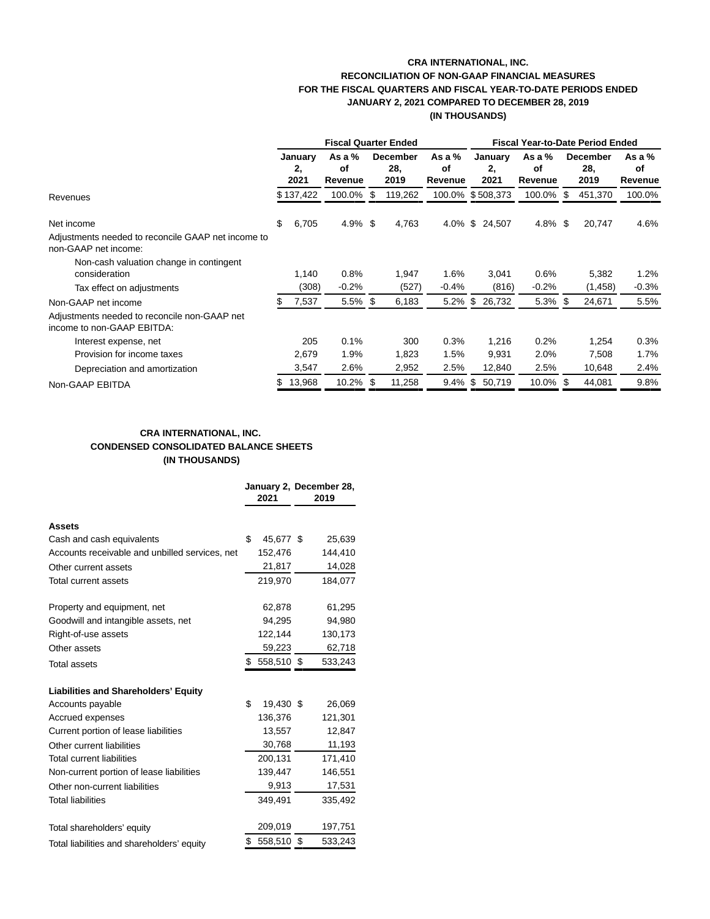**CRA INTERNATIONAL, INC.**
**RECONCILIATION OF NON-GAAP FINANCIAL MEASURES**
**FOR THE FISCAL QUARTERS AND FISCAL YEAR-TO-DATE PERIODS ENDED**
**JANUARY 2, 2021 COMPARED TO DECEMBER 28, 2019**
**(IN THOUSANDS)**

| | Fiscal Quarter Ended | | | | Fiscal Year-to-Date Period Ended | | | |
|---|---|---|---|---|---|---|---|---|
| | January 2, 2021 | As a % of Revenue | December 28, 2019 | As a % of Revenue | January 2, 2021 | As a % of Revenue | December 28, 2019 | As a % of Revenue |
| Revenues | $137,422 | 100.0% | $ 119,262 | 100.0% | $508,373 | 100.0% | $ 451,370 | 100.0% |
| Net income | $ 6,705 | 4.9% | $ 4,763 | 4.0% | $ 24,507 | 4.8% | $ 20,747 | 4.6% |
| Adjustments needed to reconcile GAAP net income to non-GAAP net income: | | | | | | | | |
| Non-cash valuation change in contingent consideration | 1,140 | 0.8% | 1,947 | 1.6% | 3,041 | 0.6% | 5,382 | 1.2% |
| Tax effect on adjustments | (308) | -0.2% | (527) | -0.4% | (816) | -0.2% | (1,458) | -0.3% |
| Non-GAAP net income | $ 7,537 | 5.5% | $ 6,183 | 5.2% | $ 26,732 | 5.3% | $ 24,671 | 5.5% |
| Adjustments needed to reconcile non-GAAP net income to non-GAAP EBITDA: | | | | | | | | |
| Interest expense, net | 205 | 0.1% | 300 | 0.3% | 1,216 | 0.2% | 1,254 | 0.3% |
| Provision for income taxes | 2,679 | 1.9% | 1,823 | 1.5% | 9,931 | 2.0% | 7,508 | 1.7% |
| Depreciation and amortization | 3,547 | 2.6% | 2,952 | 2.5% | 12,840 | 2.5% | 10,648 | 2.4% |
| Non-GAAP EBITDA | $ 13,968 | 10.2% | $ 11,258 | 9.4% | $ 50,719 | 10.0% | $ 44,081 | 9.8% |

**CRA INTERNATIONAL, INC.**
**CONDENSED CONSOLIDATED BALANCE SHEETS**
**(IN THOUSANDS)**

| | January 2, 2021 | December 28, 2019 |
|---|---|---|
| **Assets** | | |
| Cash and cash equivalents | $ 45,677 | $ 25,639 |
| Accounts receivable and unbilled services, net | 152,476 | 144,410 |
| Other current assets | 21,817 | 14,028 |
| Total current assets | 219,970 | 184,077 |
| Property and equipment, net | 62,878 | 61,295 |
| Goodwill and intangible assets, net | 94,295 | 94,980 |
| Right-of-use assets | 122,144 | 130,173 |
| Other assets | 59,223 | 62,718 |
| Total assets | $ 558,510 | $ 533,243 |
| **Liabilities and Shareholders' Equity** | | |
| Accounts payable | $ 19,430 | $ 26,069 |
| Accrued expenses | 136,376 | 121,301 |
| Current portion of lease liabilities | 13,557 | 12,847 |
| Other current liabilities | 30,768 | 11,193 |
| Total current liabilities | 200,131 | 171,410 |
| Non-current portion of lease liabilities | 139,447 | 146,551 |
| Other non-current liabilities | 9,913 | 17,531 |
| Total liabilities | 349,491 | 335,492 |
| Total shareholders' equity | 209,019 | 197,751 |
| Total liabilities and shareholders' equity | $ 558,510 | $ 533,243 |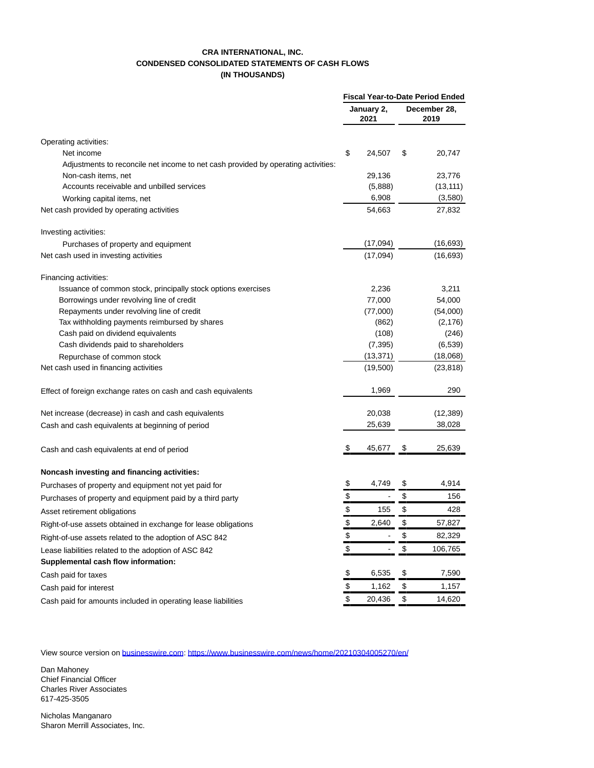**CRA INTERNATIONAL, INC.**
**CONDENSED CONSOLIDATED STATEMENTS OF CASH FLOWS**
**(IN THOUSANDS)**

| | Fiscal Year-to-Date Period Ended | |
|---|---|---|
| | January 2, 2021 | December 28, 2019 |
| Operating activities: | | |
| Net income | $ 24,507 | $ 20,747 |
| Adjustments to reconcile net income to net cash provided by operating activities: | | |
| Non-cash items, net | 29,136 | 23,776 |
| Accounts receivable and unbilled services | (5,888) | (13,111) |
| Working capital items, net | 6,908 | (3,580) |
| Net cash provided by operating activities | 54,663 | 27,832 |
| Investing activities: | | |
| Purchases of property and equipment | (17,094) | (16,693) |
| Net cash used in investing activities | (17,094) | (16,693) |
| Financing activities: | | |
| Issuance of common stock, principally stock options exercises | 2,236 | 3,211 |
| Borrowings under revolving line of credit | 77,000 | 54,000 |
| Repayments under revolving line of credit | (77,000) | (54,000) |
| Tax withholding payments reimbursed by shares | (862) | (2,176) |
| Cash paid on dividend equivalents | (108) | (246) |
| Cash dividends paid to shareholders | (7,395) | (6,539) |
| Repurchase of common stock | (13,371) | (18,068) |
| Net cash used in financing activities | (19,500) | (23,818) |
| Effect of foreign exchange rates on cash and cash equivalents | 1,969 | 290 |
| Net increase (decrease) in cash and cash equivalents | 20,038 | (12,389) |
| Cash and cash equivalents at beginning of period | 25,639 | 38,028 |
| Cash and cash equivalents at end of period | $ 45,677 | $ 25,639 |
| **Noncash investing and financing activities:** | | |
| Purchases of property and equipment not yet paid for | $ 4,749 | $ 4,914 |
| Purchases of property and equipment paid by a third party | $ - | $ 156 |
| Asset retirement obligations | $ 155 | $ 428 |
| Right-of-use assets obtained in exchange for lease obligations | $ 2,640 | $ 57,827 |
| Right-of-use assets related to the adoption of ASC 842 | $ - | $ 82,329 |
| Lease liabilities related to the adoption of ASC 842 | $ - | $ 106,765 |
| **Supplemental cash flow information:** | | |
| Cash paid for taxes | $ 6,535 | $ 7,590 |
| Cash paid for interest | $ 1,162 | $ 1,157 |
| Cash paid for amounts included in operating lease liabilities | $ 20,436 | $ 14,620 |

View source version on businesswire.com: https://www.businesswire.com/news/home/20210304005270/en/

Dan Mahoney
Chief Financial Officer
Charles River Associates
617-425-3505

Nicholas Manganaro
Sharon Merrill Associates, Inc.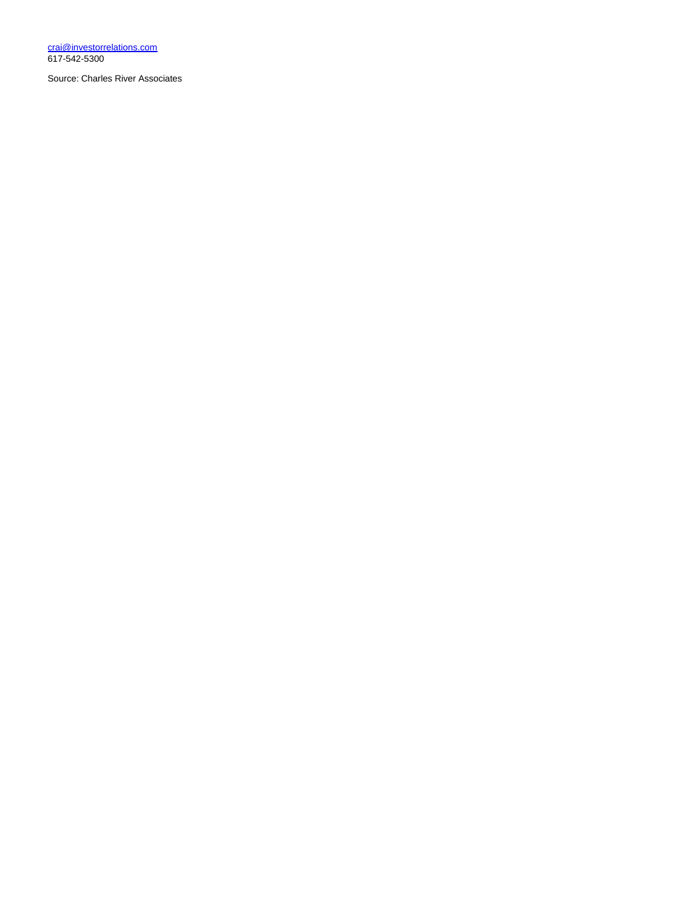crai@investorrelations.com
617-542-5300

Source: Charles River Associates